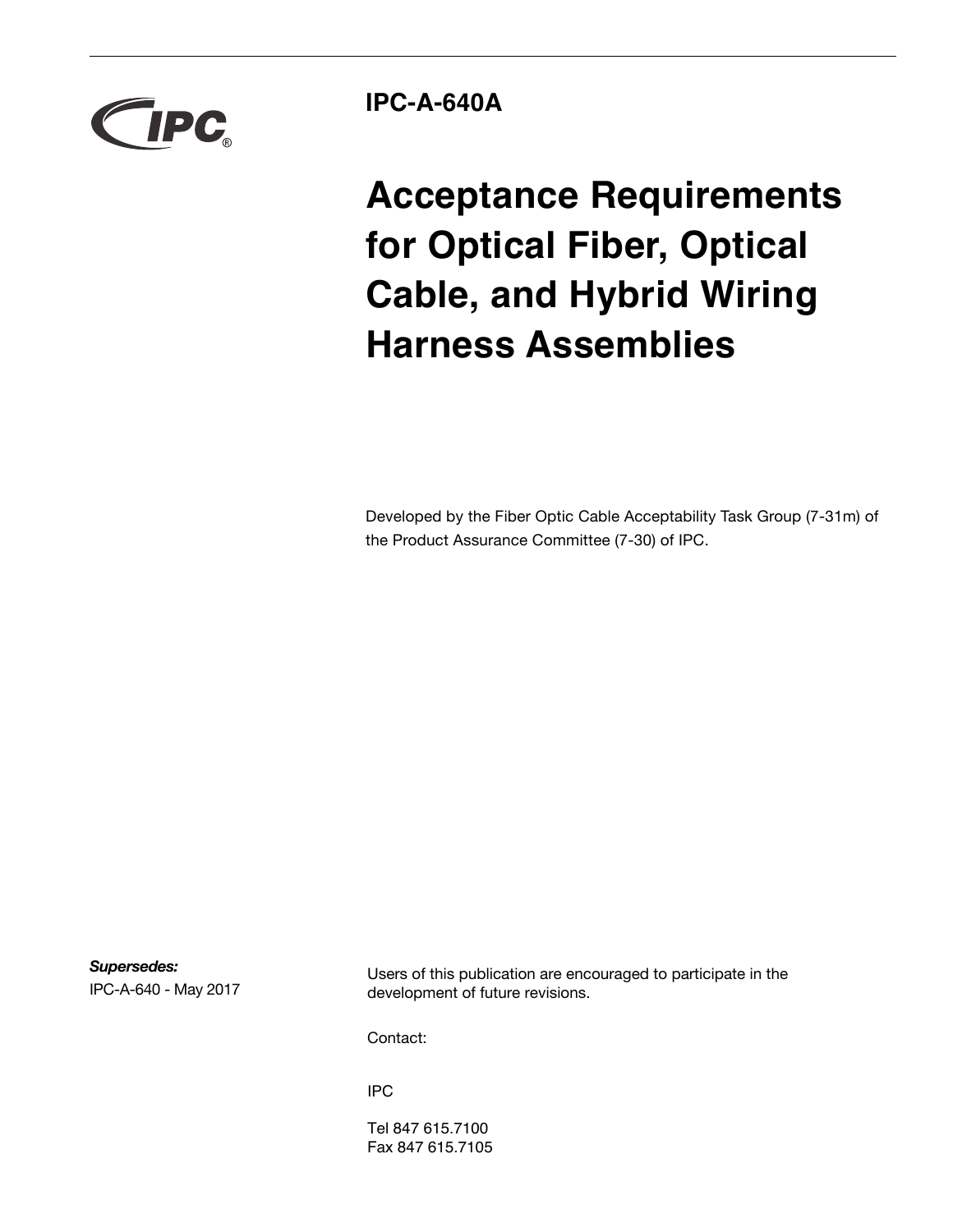# IPC-A-640A

# Acceptance Requirements for Optical Fiber, Optical Cable, and Hybrid Wiring Harness Assemblies

Developed by the Fiber Optic Cable Acceptability Task Group (7-31m) of the Product Assurance Committee (7-30) of IPC.

***Supersedes:***
IPC-A-640 - May 2017

Users of this publication are encouraged to participate in the development of future revisions.

Contact:

IPC

Tel 847 615.7100
Fax 847 615.7105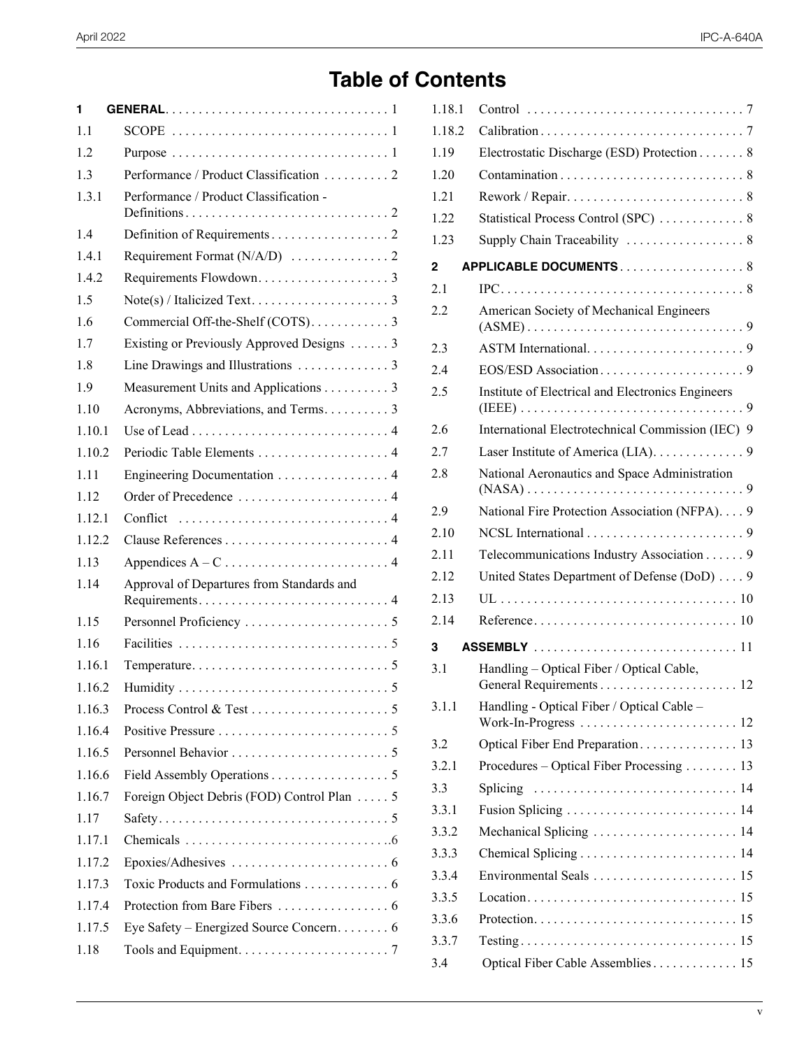# Table of Contents

| | | |
|---|---|---|
| **1** | **GENERAL** | 1 |
| 1.1 | SCOPE | 1 |
| 1.2 | Purpose | 1 |
| 1.3 | Performance / Product Classification | 2 |
| 1.3.1 | Performance / Product Classification - Definitions | 2 |
| 1.4 | Definition of Requirements | 2 |
| 1.4.1 | Requirement Format (N/A/D) | 2 |
| 1.4.2 | Requirements Flowdown | 3 |
| 1.5 | Note(s) / Italicized Text | 3 |
| 1.6 | Commercial Off-the-Shelf (COTS) | 3 |
| 1.7 | Existing or Previously Approved Designs | 3 |
| 1.8 | Line Drawings and Illustrations | 3 |
| 1.9 | Measurement Units and Applications | 3 |
| 1.10 | Acronyms, Abbreviations, and Terms | 3 |
| 1.10.1 | Use of Lead | 4 |
| 1.10.2 | Periodic Table Elements | 4 |
| 1.11 | Engineering Documentation | 4 |
| 1.12 | Order of Precedence | 4 |
| 1.12.1 | Conflict | 4 |
| 1.12.2 | Clause References | 4 |
| 1.13 | Appendices A – C | 4 |
| 1.14 | Approval of Departures from Standards and Requirements | 4 |
| 1.15 | Personnel Proficiency | 5 |
| 1.16 | Facilities | 5 |
| 1.16.1 | Temperature | 5 |
| 1.16.2 | Humidity | 5 |
| 1.16.3 | Process Control & Test | 5 |
| 1.16.4 | Positive Pressure | 5 |
| 1.16.5 | Personnel Behavior | 5 |
| 1.16.6 | Field Assembly Operations | 5 |
| 1.16.7 | Foreign Object Debris (FOD) Control Plan | 5 |
| 1.17 | Safety | 5 |
| 1.17.1 | Chemicals | 6 |
| 1.17.2 | Epoxies/Adhesives | 6 |
| 1.17.3 | Toxic Products and Formulations | 6 |
| 1.17.4 | Protection from Bare Fibers | 6 |
| 1.17.5 | Eye Safety – Energized Source Concern | 6 |
| 1.18 | Tools and Equipment | 7 |
| 1.18.1 | Control | 7 |
| 1.18.2 | Calibration | 7 |
| 1.19 | Electrostatic Discharge (ESD) Protection | 8 |
| 1.20 | Contamination | 8 |
| 1.21 | Rework / Repair | 8 |
| 1.22 | Statistical Process Control (SPC) | 8 |
| 1.23 | Supply Chain Traceability | 8 |
| **2** | **APPLICABLE DOCUMENTS** | 8 |
| 2.1 | IPC | 8 |
| 2.2 | American Society of Mechanical Engineers (ASME) | 9 |
| 2.3 | ASTM International | 9 |
| 2.4 | EOS/ESD Association | 9 |
| 2.5 | Institute of Electrical and Electronics Engineers (IEEE) | 9 |
| 2.6 | International Electrotechnical Commission (IEC) | 9 |
| 2.7 | Laser Institute of America (LIA) | 9 |
| 2.8 | National Aeronautics and Space Administration (NASA) | 9 |
| 2.9 | National Fire Protection Association (NFPA) | 9 |
| 2.10 | NCSL International | 9 |
| 2.11 | Telecommunications Industry Association | 9 |
| 2.12 | United States Department of Defense (DoD) | 9 |
| 2.13 | UL | 10 |
| 2.14 | Reference | 10 |
| **3** | **ASSEMBLY** | 11 |
| 3.1 | Handling – Optical Fiber / Optical Cable, General Requirements | 12 |
| 3.1.1 | Handling - Optical Fiber / Optical Cable – Work-In-Progress | 12 |
| 3.2 | Optical Fiber End Preparation | 13 |
| 3.2.1 | Procedures – Optical Fiber Processing | 13 |
| 3.3 | Splicing | 14 |
| 3.3.1 | Fusion Splicing | 14 |
| 3.3.2 | Mechanical Splicing | 14 |
| 3.3.3 | Chemical Splicing | 14 |
| 3.3.4 | Environmental Seals | 15 |
| 3.3.5 | Location | 15 |
| 3.3.6 | Protection | 15 |
| 3.3.7 | Testing | 15 |
| 3.4 | Optical Fiber Cable Assemblies | 15 |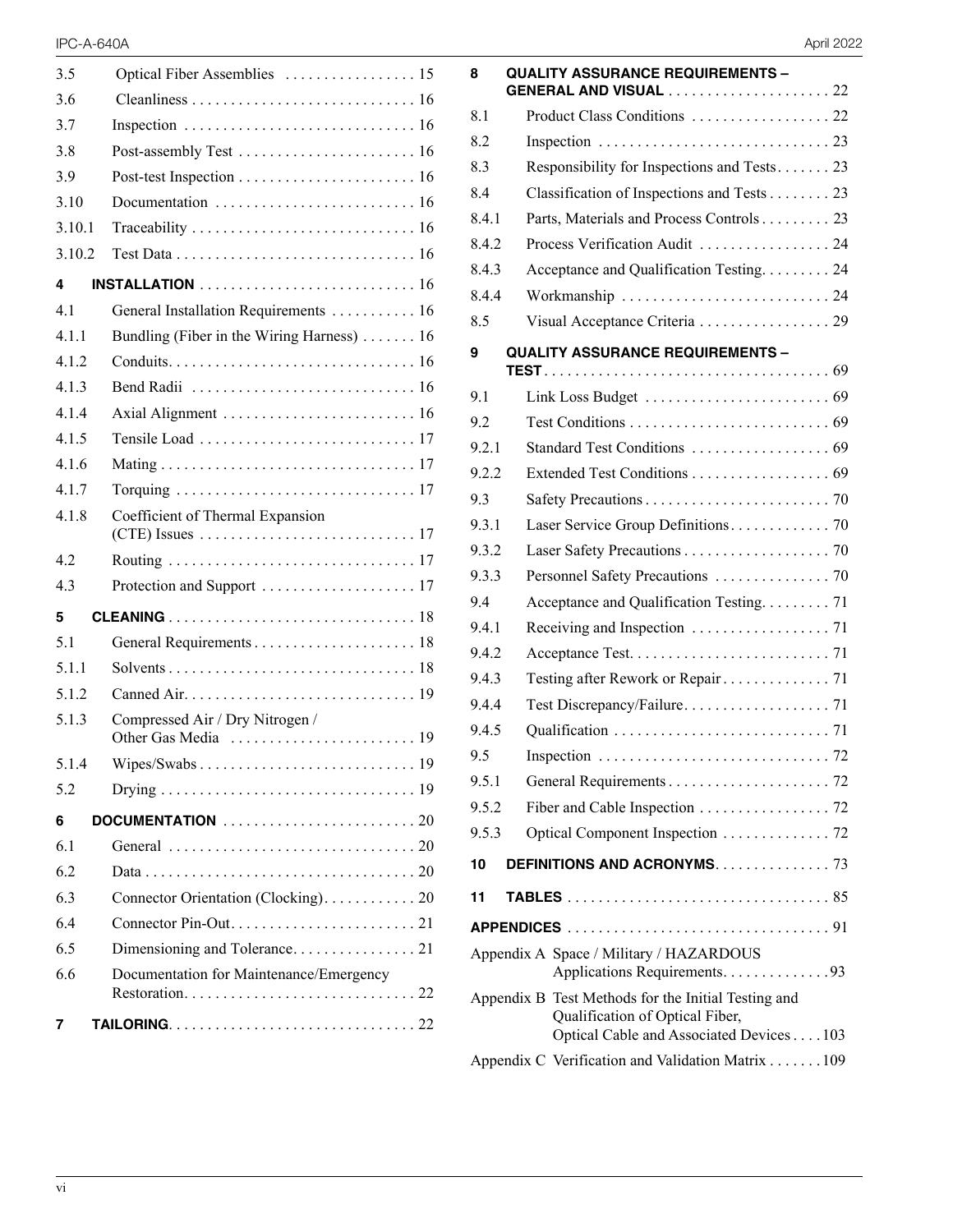3.5 Optical Fiber Assemblies . . . . . . . . . . . . . . . . . 15
3.6 Cleanliness . . . . . . . . . . . . . . . . . . . . . . . . . . . . . 16
3.7 Inspection . . . . . . . . . . . . . . . . . . . . . . . . . . . . . 16
3.8 Post-assembly Test . . . . . . . . . . . . . . . . . . . . . . . 16
3.9 Post-test Inspection . . . . . . . . . . . . . . . . . . . . . . . 16
3.10 Documentation . . . . . . . . . . . . . . . . . . . . . . . . . . 16
3.10.1 Traceability . . . . . . . . . . . . . . . . . . . . . . . . . . . . . 16
3.10.2 Test Data . . . . . . . . . . . . . . . . . . . . . . . . . . . . . . . 16

**4 INSTALLATION** . . . . . . . . . . . . . . . . . . . . . . . . . . . . 16
4.1 General Installation Requirements . . . . . . . . . . . 16
4.1.1 Bundling (Fiber in the Wiring Harness) . . . . . . . 16
4.1.2 Conduits. . . . . . . . . . . . . . . . . . . . . . . . . . . . . . . . 16
4.1.3 Bend Radii . . . . . . . . . . . . . . . . . . . . . . . . . . . . . 16
4.1.4 Axial Alignment . . . . . . . . . . . . . . . . . . . . . . . . . 16
4.1.5 Tensile Load . . . . . . . . . . . . . . . . . . . . . . . . . . . . 17
4.1.6 Mating . . . . . . . . . . . . . . . . . . . . . . . . . . . . . . . . . 17
4.1.7 Torquing . . . . . . . . . . . . . . . . . . . . . . . . . . . . . . . 17
4.1.8 Coefficient of Thermal Expansion (CTE) Issues . . . . . . . . . . . . . . . . . . . . . . . . . . . . 17
4.2 Routing . . . . . . . . . . . . . . . . . . . . . . . . . . . . . . . . 17
4.3 Protection and Support . . . . . . . . . . . . . . . . . . . . 17

**5 CLEANING** . . . . . . . . . . . . . . . . . . . . . . . . . . . . . . . . 18
5.1 General Requirements . . . . . . . . . . . . . . . . . . . . . 18
5.1.1 Solvents . . . . . . . . . . . . . . . . . . . . . . . . . . . . . . . . 18
5.1.2 Canned Air. . . . . . . . . . . . . . . . . . . . . . . . . . . . . . 19
5.1.3 Compressed Air / Dry Nitrogen / Other Gas Media . . . . . . . . . . . . . . . . . . . . . . . . 19
5.1.4 Wipes/Swabs . . . . . . . . . . . . . . . . . . . . . . . . . . . . 19
5.2 Drying . . . . . . . . . . . . . . . . . . . . . . . . . . . . . . . . . 19

**6 DOCUMENTATION** . . . . . . . . . . . . . . . . . . . . . . . . . 20
6.1 General . . . . . . . . . . . . . . . . . . . . . . . . . . . . . . . . 20
6.2 Data . . . . . . . . . . . . . . . . . . . . . . . . . . . . . . . . . . . 20
6.3 Connector Orientation (Clocking). . . . . . . . . . . . 20
6.4 Connector Pin-Out. . . . . . . . . . . . . . . . . . . . . . . . 21
6.5 Dimensioning and Tolerance. . . . . . . . . . . . . . . . 21
6.6 Documentation for Maintenance/Emergency Restoration. . . . . . . . . . . . . . . . . . . . . . . . . . . . . . 22

**7 TAILORING**. . . . . . . . . . . . . . . . . . . . . . . . . . . . . . . . 22

**8 QUALITY ASSURANCE REQUIREMENTS – GENERAL AND VISUAL** . . . . . . . . . . . . . . . . . . . . . 22
8.1 Product Class Conditions . . . . . . . . . . . . . . . . . . 22
8.2 Inspection . . . . . . . . . . . . . . . . . . . . . . . . . . . . . . 23
8.3 Responsibility for Inspections and Tests. . . . . . . 23
8.4 Classification of Inspections and Tests . . . . . . . . 23
8.4.1 Parts, Materials and Process Controls . . . . . . . . . 23
8.4.2 Process Verification Audit . . . . . . . . . . . . . . . . . 24
8.4.3 Acceptance and Qualification Testing. . . . . . . . . 24
8.4.4 Workmanship . . . . . . . . . . . . . . . . . . . . . . . . . . . 24
8.5 Visual Acceptance Criteria . . . . . . . . . . . . . . . . . 29

**9 QUALITY ASSURANCE REQUIREMENTS – TEST**. . . . . . . . . . . . . . . . . . . . . . . . . . . . . . . . . . . . . 69
9.1 Link Loss Budget . . . . . . . . . . . . . . . . . . . . . . . . 69
9.2 Test Conditions . . . . . . . . . . . . . . . . . . . . . . . . . . 69
9.2.1 Standard Test Conditions . . . . . . . . . . . . . . . . . . 69
9.2.2 Extended Test Conditions . . . . . . . . . . . . . . . . . . 69
9.3 Safety Precautions . . . . . . . . . . . . . . . . . . . . . . . . 70
9.3.1 Laser Service Group Definitions. . . . . . . . . . . . . 70
9.3.2 Laser Safety Precautions . . . . . . . . . . . . . . . . . . . 70
9.3.3 Personnel Safety Precautions . . . . . . . . . . . . . . . 70
9.4 Acceptance and Qualification Testing. . . . . . . . . 71
9.4.1 Receiving and Inspection . . . . . . . . . . . . . . . . . . 71
9.4.2 Acceptance Test. . . . . . . . . . . . . . . . . . . . . . . . . . 71
9.4.3 Testing after Rework or Repair . . . . . . . . . . . . . . 71
9.4.4 Test Discrepancy/Failure. . . . . . . . . . . . . . . . . . . 71
9.4.5 Qualification . . . . . . . . . . . . . . . . . . . . . . . . . . . . 71
9.5 Inspection . . . . . . . . . . . . . . . . . . . . . . . . . . . . . . 72
9.5.1 General Requirements . . . . . . . . . . . . . . . . . . . . . 72
9.5.2 Fiber and Cable Inspection . . . . . . . . . . . . . . . . . 72
9.5.3 Optical Component Inspection . . . . . . . . . . . . . . 72

**10 DEFINITIONS AND ACRONYMS**. . . . . . . . . . . . . . . 73

**11 TABLES** . . . . . . . . . . . . . . . . . . . . . . . . . . . . . . . . . . 85

**APPENDICES** . . . . . . . . . . . . . . . . . . . . . . . . . . . . . . . . . 91

Appendix A Space / Military / HAZARDOUS Applications Requirements. . . . . . . . . . . . . . 93

Appendix B Test Methods for the Initial Testing and Qualification of Optical Fiber, Optical Cable and Associated Devices . . . . 103

Appendix C Verification and Validation Matrix . . . . . . . 109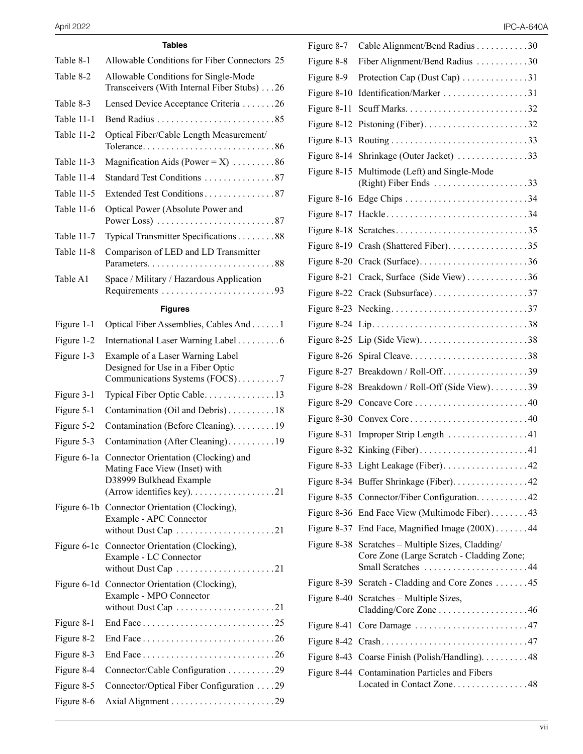### Tables

| | | |
|---|---|---|
| Table 8-1 | Allowable Conditions for Fiber Connectors | 25 |
| Table 8-2 | Allowable Conditions for Single-Mode Transceivers (With Internal Fiber Stubs) | 26 |
| Table 8-3 | Lensed Device Acceptance Criteria | 26 |
| Table 11-1 | Bend Radius | 85 |
| Table 11-2 | Optical Fiber/Cable Length Measurement/ Tolerance | 86 |
| Table 11-3 | Magnification Aids (Power = X) | 86 |
| Table 11-4 | Standard Test Conditions | 87 |
| Table 11-5 | Extended Test Conditions | 87 |
| Table 11-6 | Optical Power (Absolute Power and Power Loss) | 87 |
| Table 11-7 | Typical Transmitter Specifications | 88 |
| Table 11-8 | Comparison of LED and LD Transmitter Parameters | 88 |
| Table A1 | Space / Military / Hazardous Application Requirements | 93 |

### Figures

| | | |
|---|---|---|
| Figure 1-1 | Optical Fiber Assemblies, Cables And | 1 |
| Figure 1-2 | International Laser Warning Label | 6 |
| Figure 1-3 | Example of a Laser Warning Label Designed for Use in a Fiber Optic Communications Systems (FOCS) | 7 |
| Figure 3-1 | Typical Fiber Optic Cable | 13 |
| Figure 5-1 | Contamination (Oil and Debris) | 18 |
| Figure 5-2 | Contamination (Before Cleaning) | 19 |
| Figure 5-3 | Contamination (After Cleaning) | 19 |
| Figure 6-1a | Connector Orientation (Clocking) and Mating Face View (Inset) with D38999 Bulkhead Example (Arrow identifies key) | 21 |
| Figure 6-1b | Connector Orientation (Clocking), Example - APC Connector without Dust Cap | 21 |
| Figure 6-1c | Connector Orientation (Clocking), Example - LC Connector without Dust Cap | 21 |
| Figure 6-1d | Connector Orientation (Clocking), Example - MPO Connector without Dust Cap | 21 |
| Figure 8-1 | End Face | 25 |
| Figure 8-2 | End Face | 26 |
| Figure 8-3 | End Face | 26 |
| Figure 8-4 | Connector/Cable Configuration | 29 |
| Figure 8-5 | Connector/Optical Fiber Configuration | 29 |
| Figure 8-6 | Axial Alignment | 29 |
| Figure 8-7 | Cable Alignment/Bend Radius | 30 |
| Figure 8-8 | Fiber Alignment/Bend Radius | 30 |
| Figure 8-9 | Protection Cap (Dust Cap) | 31 |
| Figure 8-10 | Identification/Marker | 31 |
| Figure 8-11 | Scuff Marks | 32 |
| Figure 8-12 | Pistoning (Fiber) | 32 |
| Figure 8-13 | Routing | 33 |
| Figure 8-14 | Shrinkage (Outer Jacket) | 33 |
| Figure 8-15 | Multimode (Left) and Single-Mode (Right) Fiber Ends | 33 |
| Figure 8-16 | Edge Chips | 34 |
| Figure 8-17 | Hackle | 34 |
| Figure 8-18 | Scratches | 35 |
| Figure 8-19 | Crash (Shattered Fiber) | 35 |
| Figure 8-20 | Crack (Surface) | 36 |
| Figure 8-21 | Crack, Surface (Side View) | 36 |
| Figure 8-22 | Crack (Subsurface) | 37 |
| Figure 8-23 | Necking | 37 |
| Figure 8-24 | Lip | 38 |
| Figure 8-25 | Lip (Side View) | 38 |
| Figure 8-26 | Spiral Cleave | 38 |
| Figure 8-27 | Breakdown / Roll-Off | 39 |
| Figure 8-28 | Breakdown / Roll-Off (Side View) | 39 |
| Figure 8-29 | Concave Core | 40 |
| Figure 8-30 | Convex Core | 40 |
| Figure 8-31 | Improper Strip Length | 41 |
| Figure 8-32 | Kinking (Fiber) | 41 |
| Figure 8-33 | Light Leakage (Fiber) | 42 |
| Figure 8-34 | Buffer Shrinkage (Fiber) | 42 |
| Figure 8-35 | Connector/Fiber Configuration | 42 |
| Figure 8-36 | End Face View (Multimode Fiber) | 43 |
| Figure 8-37 | End Face, Magnified Image (200X) | 44 |
| Figure 8-38 | Scratches – Multiple Sizes, Cladding/ Core Zone (Large Scratch - Cladding Zone; Small Scratches | 44 |
| Figure 8-39 | Scratch - Cladding and Core Zones | 45 |
| Figure 8-40 | Scratches – Multiple Sizes, Cladding/Core Zone | 46 |
| Figure 8-41 | Core Damage | 47 |
| Figure 8-42 | Crash | 47 |
| Figure 8-43 | Coarse Finish (Polish/Handling) | 48 |
| Figure 8-44 | Contamination Particles and Fibers Located in Contact Zone | 48 |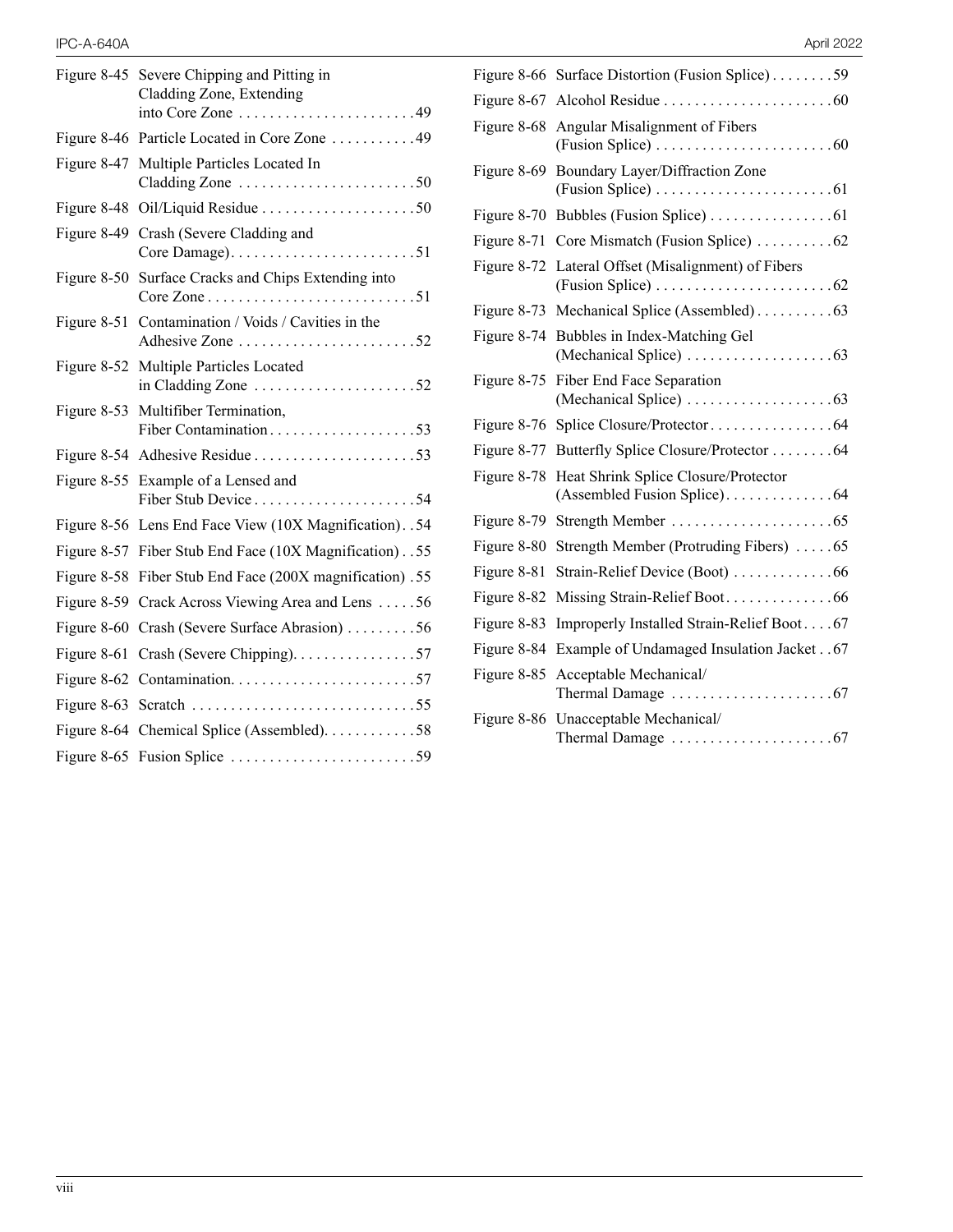| | | |
|---|---|---|
| Figure 8-45 | Severe Chipping and Pitting in Cladding Zone, Extending into Core Zone | 49 |
| Figure 8-46 | Particle Located in Core Zone | 49 |
| Figure 8-47 | Multiple Particles Located In Cladding Zone | 50 |
| Figure 8-48 | Oil/Liquid Residue | 50 |
| Figure 8-49 | Crash (Severe Cladding and Core Damage) | 51 |
| Figure 8-50 | Surface Cracks and Chips Extending into Core Zone | 51 |
| Figure 8-51 | Contamination / Voids / Cavities in the Adhesive Zone | 52 |
| Figure 8-52 | Multiple Particles Located in Cladding Zone | 52 |
| Figure 8-53 | Multifiber Termination, Fiber Contamination | 53 |
| Figure 8-54 | Adhesive Residue | 53 |
| Figure 8-55 | Example of a Lensed and Fiber Stub Device | 54 |
| Figure 8-56 | Lens End Face View (10X Magnification) | 54 |
| Figure 8-57 | Fiber Stub End Face (10X Magnification) | 55 |
| Figure 8-58 | Fiber Stub End Face (200X magnification) | 55 |
| Figure 8-59 | Crack Across Viewing Area and Lens | 56 |
| Figure 8-60 | Crash (Severe Surface Abrasion) | 56 |
| Figure 8-61 | Crash (Severe Chipping) | 57 |
| Figure 8-62 | Contamination | 57 |
| Figure 8-63 | Scratch | 55 |
| Figure 8-64 | Chemical Splice (Assembled) | 58 |
| Figure 8-65 | Fusion Splice | 59 |
| Figure 8-66 | Surface Distortion (Fusion Splice) | 59 |
| Figure 8-67 | Alcohol Residue | 60 |
| Figure 8-68 | Angular Misalignment of Fibers (Fusion Splice) | 60 |
| Figure 8-69 | Boundary Layer/Diffraction Zone (Fusion Splice) | 61 |
| Figure 8-70 | Bubbles (Fusion Splice) | 61 |
| Figure 8-71 | Core Mismatch (Fusion Splice) | 62 |
| Figure 8-72 | Lateral Offset (Misalignment) of Fibers (Fusion Splice) | 62 |
| Figure 8-73 | Mechanical Splice (Assembled) | 63 |
| Figure 8-74 | Bubbles in Index-Matching Gel (Mechanical Splice) | 63 |
| Figure 8-75 | Fiber End Face Separation (Mechanical Splice) | 63 |
| Figure 8-76 | Splice Closure/Protector | 64 |
| Figure 8-77 | Butterfly Splice Closure/Protector | 64 |
| Figure 8-78 | Heat Shrink Splice Closure/Protector (Assembled Fusion Splice) | 64 |
| Figure 8-79 | Strength Member | 65 |
| Figure 8-80 | Strength Member (Protruding Fibers) | 65 |
| Figure 8-81 | Strain-Relief Device (Boot) | 66 |
| Figure 8-82 | Missing Strain-Relief Boot | 66 |
| Figure 8-83 | Improperly Installed Strain-Relief Boot | 67 |
| Figure 8-84 | Example of Undamaged Insulation Jacket | 67 |
| Figure 8-85 | Acceptable Mechanical/ Thermal Damage | 67 |
| Figure 8-86 | Unacceptable Mechanical/ Thermal Damage | 67 |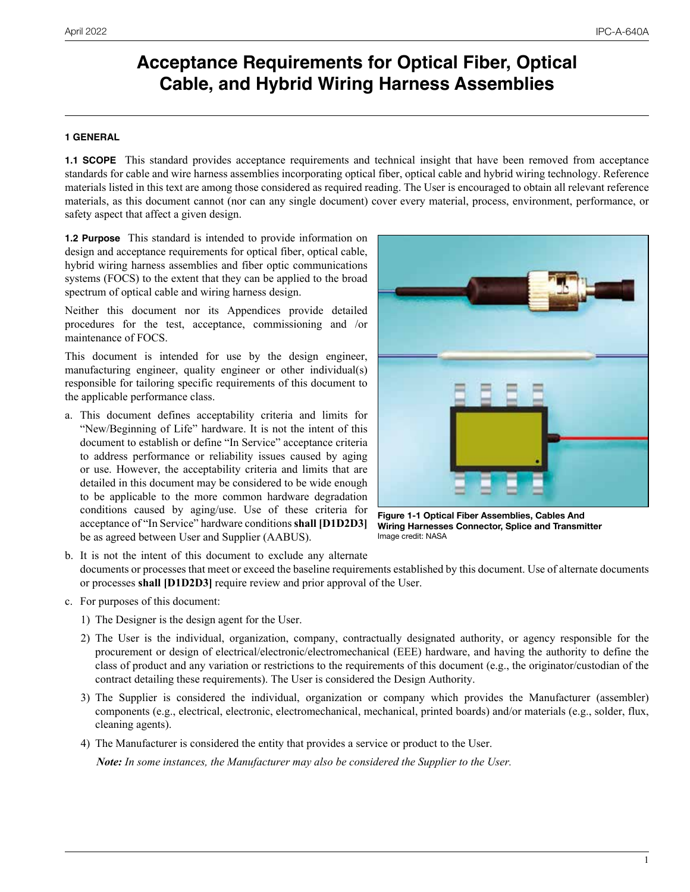# Acceptance Requirements for Optical Fiber, Optical Cable, and Hybrid Wiring Harness Assemblies

## 1 GENERAL

**1.1 SCOPE** This standard provides acceptance requirements and technical insight that have been removed from acceptance standards for cable and wire harness assemblies incorporating optical fiber, optical cable and hybrid wiring technology. Reference materials listed in this text are among those considered as required reading. The User is encouraged to obtain all relevant reference materials, as this document cannot (nor can any single document) cover every material, process, environment, performance, or safety aspect that affect a given design.

**1.2 Purpose** This standard is intended to provide information on design and acceptance requirements for optical fiber, optical cable, hybrid wiring harness assemblies and fiber optic communications systems (FOCS) to the extent that they can be applied to the broad spectrum of optical cable and wiring harness design.

Neither this document nor its Appendices provide detailed procedures for the test, acceptance, commissioning and /or maintenance of FOCS.

This document is intended for use by the design engineer, manufacturing engineer, quality engineer or other individual(s) responsible for tailoring specific requirements of this document to the applicable performance class.

a. This document defines acceptability criteria and limits for "New/Beginning of Life" hardware. It is not the intent of this document to establish or define "In Service" acceptance criteria to address performance or reliability issues caused by aging or use. However, the acceptability criteria and limits that are detailed in this document may be considered to be wide enough to be applicable to the more common hardware degradation conditions caused by aging/use. Use of these criteria for acceptance of "In Service" hardware conditions **shall [D1D2D3]** be as agreed between User and Supplier (AABUS).

b. It is not the intent of this document to exclude any alternate documents or processes that meet or exceed the baseline requirements established by this document. Use of alternate documents or processes **shall [D1D2D3]** require review and prior approval of the User.

c. For purposes of this document:

   1) The Designer is the design agent for the User.

   2) The User is the individual, organization, company, contractually designated authority, or agency responsible for the procurement or design of electrical/electronic/electromechanical (EEE) hardware, and having the authority to define the class of product and any variation or restrictions to the requirements of this document (e.g., the originator/custodian of the contract detailing these requirements). The User is considered the Design Authority.

   3) The Supplier is considered the individual, organization or company which provides the Manufacturer (assembler) components (e.g., electrical, electronic, electromechanical, mechanical, printed boards) and/or materials (e.g., solder, flux, cleaning agents).

   4) The Manufacturer is considered the entity that provides a service or product to the User.

   *Note: In some instances, the Manufacturer may also be considered the Supplier to the User.*

**Figure 1-1 Optical Fiber Assemblies, Cables And Wiring Harnesses Connector, Splice and Transmitter**
Image credit: NASA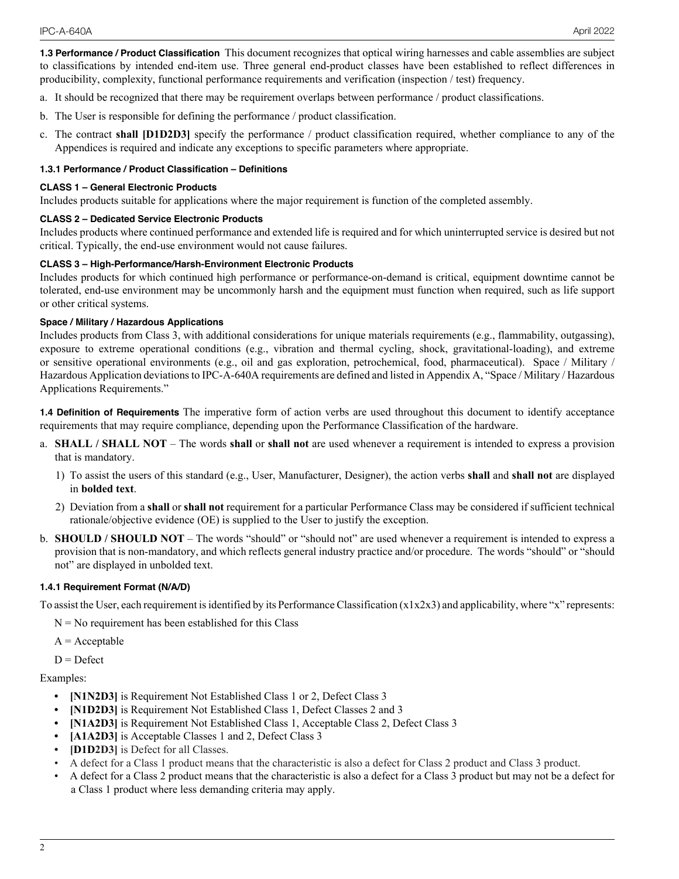**1.3 Performance / Product Classification** This document recognizes that optical wiring harnesses and cable assemblies are subject to classifications by intended end-item use. Three general end-product classes have been established to reflect differences in producibility, complexity, functional performance requirements and verification (inspection / test) frequency.

a. It should be recognized that there may be requirement overlaps between performance / product classifications.
b. The User is responsible for defining the performance / product classification.
c. The contract **shall [D1D2D3]** specify the performance / product classification required, whether compliance to any of the Appendices is required and indicate any exceptions to specific parameters where appropriate.

#### 1.3.1 Performance / Product Classification – Definitions

**CLASS 1 – General Electronic Products**

Includes products suitable for applications where the major requirement is function of the completed assembly.

**CLASS 2 – Dedicated Service Electronic Products**

Includes products where continued performance and extended life is required and for which uninterrupted service is desired but not critical. Typically, the end-use environment would not cause failures.

**CLASS 3 – High-Performance/Harsh-Environment Electronic Products**

Includes products for which continued high performance or performance-on-demand is critical, equipment downtime cannot be tolerated, end-use environment may be uncommonly harsh and the equipment must function when required, such as life support or other critical systems.

**Space / Military / Hazardous Applications**

Includes products from Class 3, with additional considerations for unique materials requirements (e.g., flammability, outgassing), exposure to extreme operational conditions (e.g., vibration and thermal cycling, shock, gravitational-loading), and extreme or sensitive operational environments (e.g., oil and gas exploration, petrochemical, food, pharmaceutical). Space / Military / Hazardous Application deviations to IPC-A-640A requirements are defined and listed in Appendix A, "Space / Military / Hazardous Applications Requirements."

**1.4 Definition of Requirements** The imperative form of action verbs are used throughout this document to identify acceptance requirements that may require compliance, depending upon the Performance Classification of the hardware.

a. **SHALL / SHALL NOT** – The words **shall** or **shall not** are used whenever a requirement is intended to express a provision that is mandatory.
   1) To assist the users of this standard (e.g., User, Manufacturer, Designer), the action verbs **shall** and **shall not** are displayed in **bolded text**.
   2) Deviation from a **shall** or **shall not** requirement for a particular Performance Class may be considered if sufficient technical rationale/objective evidence (OE) is supplied to the User to justify the exception.
b. **SHOULD / SHOULD NOT** – The words "should" or "should not" are used whenever a requirement is intended to express a provision that is non-mandatory, and which reflects general industry practice and/or procedure. The words "should" or "should not" are displayed in unbolded text.

#### 1.4.1 Requirement Format (N/A/D)

To assist the User, each requirement is identified by its Performance Classification (x1x2x3) and applicability, where "x" represents:

N = No requirement has been established for this Class

A = Acceptable

D = Defect

Examples:

- **[N1N2D3]** is Requirement Not Established Class 1 or 2, Defect Class 3
- **[N1D2D3]** is Requirement Not Established Class 1, Defect Classes 2 and 3
- **[N1A2D3]** is Requirement Not Established Class 1, Acceptable Class 2, Defect Class 3
- **[A1A2D3]** is Acceptable Classes 1 and 2, Defect Class 3
- **[D1D2D3]** is Defect for all Classes.
- A defect for a Class 1 product means that the characteristic is also a defect for Class 2 product and Class 3 product.
- A defect for a Class 2 product means that the characteristic is also a defect for a Class 3 product but may not be a defect for a Class 1 product where less demanding criteria may apply.